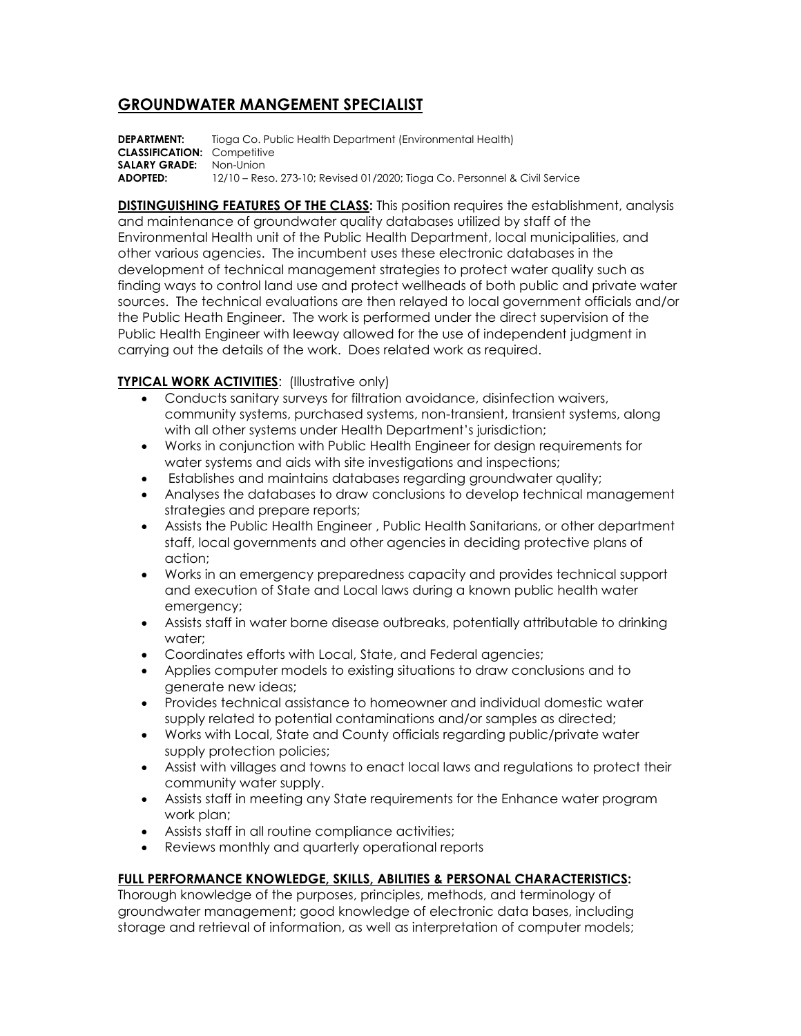# GROUNDWATER MANGEMENT SPECIALIST

**DEPARTMENT:** Tioga Co. Public Health Department (Environmental Health)
**CLASSIFICATION:** Competitive
**SALARY GRADE:** Non-Union
**ADOPTED:** 12/10 – Reso. 273-10; Revised 01/2020; Tioga Co. Personnel & Civil Service

**DISTINGUISHING FEATURES OF THE CLASS:** This position requires the establishment, analysis and maintenance of groundwater quality databases utilized by staff of the Environmental Health unit of the Public Health Department, local municipalities, and other various agencies. The incumbent uses these electronic databases in the development of technical management strategies to protect water quality such as finding ways to control land use and protect wellheads of both public and private water sources. The technical evaluations are then relayed to local government officials and/or the Public Heath Engineer. The work is performed under the direct supervision of the Public Health Engineer with leeway allowed for the use of independent judgment in carrying out the details of the work. Does related work as required.

**TYPICAL WORK ACTIVITIES**: (Illustrative only)

- Conducts sanitary surveys for filtration avoidance, disinfection waivers, community systems, purchased systems, non-transient, transient systems, along with all other systems under Health Department's jurisdiction;
- Works in conjunction with Public Health Engineer for design requirements for water systems and aids with site investigations and inspections;
- Establishes and maintains databases regarding groundwater quality;
- Analyses the databases to draw conclusions to develop technical management strategies and prepare reports;
- Assists the Public Health Engineer , Public Health Sanitarians, or other department staff, local governments and other agencies in deciding protective plans of action;
- Works in an emergency preparedness capacity and provides technical support and execution of State and Local laws during a known public health water emergency;
- Assists staff in water borne disease outbreaks, potentially attributable to drinking water;
- Coordinates efforts with Local, State, and Federal agencies;
- Applies computer models to existing situations to draw conclusions and to generate new ideas;
- Provides technical assistance to homeowner and individual domestic water supply related to potential contaminations and/or samples as directed;
- Works with Local, State and County officials regarding public/private water supply protection policies;
- Assist with villages and towns to enact local laws and regulations to protect their community water supply.
- Assists staff in meeting any State requirements for the Enhance water program work plan;
- Assists staff in all routine compliance activities;
- Reviews monthly and quarterly operational reports

**FULL PERFORMANCE KNOWLEDGE, SKILLS, ABILITIES & PERSONAL CHARACTERISTICS:**

Thorough knowledge of the purposes, principles, methods, and terminology of groundwater management; good knowledge of electronic data bases, including storage and retrieval of information, as well as interpretation of computer models;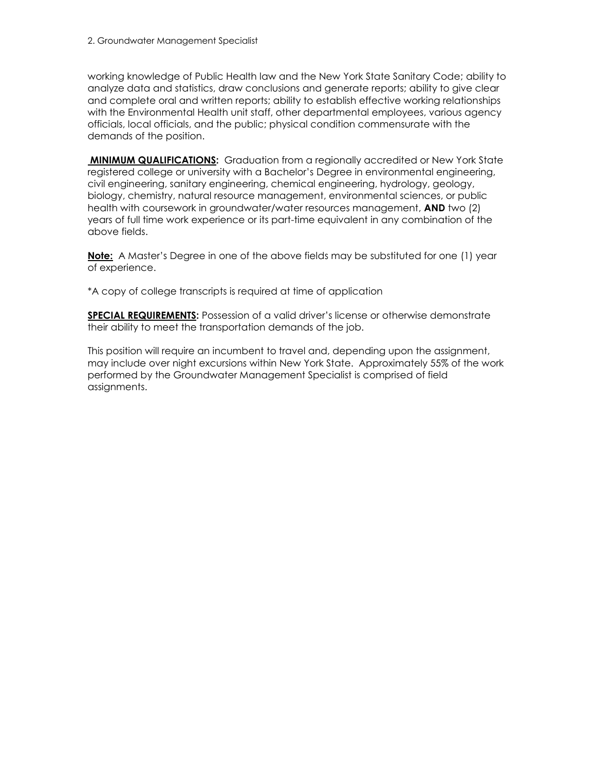working knowledge of Public Health law and the New York State Sanitary Code; ability to analyze data and statistics, draw conclusions and generate reports; ability to give clear and complete oral and written reports; ability to establish effective working relationships with the Environmental Health unit staff, other departmental employees, various agency officials, local officials, and the public; physical condition commensurate with the demands of the position.

**MINIMUM QUALIFICATIONS:** Graduation from a regionally accredited or New York State registered college or university with a Bachelor's Degree in environmental engineering, civil engineering, sanitary engineering, chemical engineering, hydrology, geology, biology, chemistry, natural resource management, environmental sciences, or public health with coursework in groundwater/water resources management, **AND** two (2) years of full time work experience or its part-time equivalent in any combination of the above fields.

**Note:** A Master's Degree in one of the above fields may be substituted for one (1) year of experience.

*A copy of college transcripts is required at time of application

**SPECIAL REQUIREMENTS:** Possession of a valid driver's license or otherwise demonstrate their ability to meet the transportation demands of the job.

This position will require an incumbent to travel and, depending upon the assignment, may include over night excursions within New York State. Approximately 55% of the work performed by the Groundwater Management Specialist is comprised of field assignments.